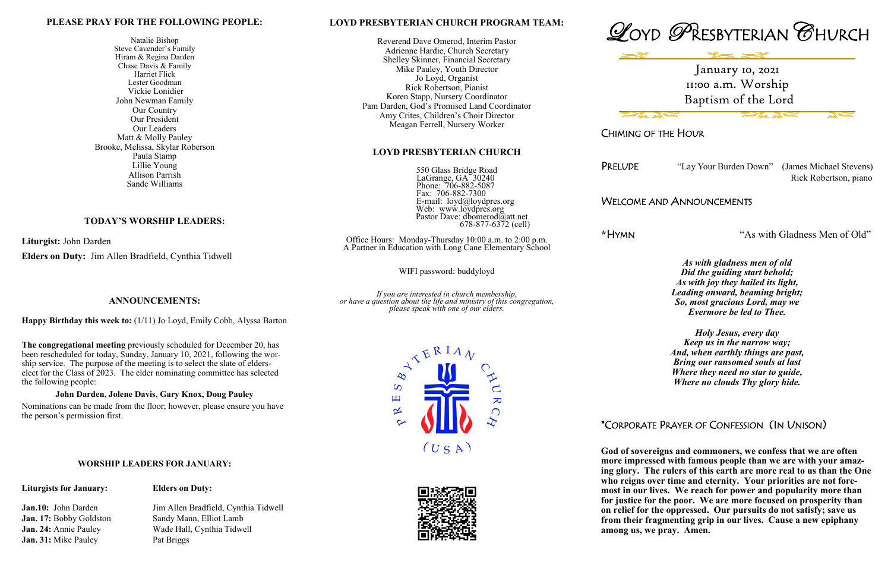## PLEASE PRAY FOR THE FOLLOWING PEOPLE:

Natalie Bishop
Steve Cavender's Family
Hiram & Regina Darden
Chase Davis & Family
Harriet Flick
Lester Goodman
Vickie Lonidier
John Newman Family
Our Country
Our President
Our Leaders
Matt & Molly Pauley
Brooke, Melissa, Skylar Roberson
Paula Stamp
Lillie Young
Allison Parrish
Sande Williams

## TODAY'S WORSHIP LEADERS:

**Liturgist:** John Darden

**Elders on Duty:** Jim Allen Bradfield, Cynthia Tidwell

## ANNOUNCEMENTS:

**Happy Birthday this week to:** (1/11) Jo Loyd, Emily Cobb, Alyssa Barton

**The congregational meeting** previously scheduled for December 20, has been rescheduled for today, Sunday, January 10, 2021, following the worship service. The purpose of the meeting is to select the slate of elders-elect for the Class of 2023. The elder nominating committee has selected the following people:

**John Darden, Jolene Davis, Gary Knox, Doug Pauley**

Nominations can be made from the floor; however, please ensure you have the person's permission first.

## WORSHIP LEADERS FOR JANUARY:

| Liturgists for January: | Elders on Duty: |
|---|---|
| **Jan.10:** John Darden | Jim Allen Bradfield, Cynthia Tidwell |
| **Jan. 17:** Bobby Goldston | Sandy Mann, Elliot Lamb |
| **Jan. 24:** Annie Pauley | Wade Hall, Cynthia Tidwell |
| **Jan. 31:** Mike Pauley | Pat Briggs |

## LOYD PRESBYTERIAN CHURCH PROGRAM TEAM:

Reverend Dave Omerod, Interim Pastor
Adrienne Hardie, Church Secretary
Shelley Skinner, Financial Secretary
Mike Pauley, Youth Director
Jo Loyd, Organist
Rick Robertson, Pianist
Koren Stapp, Nursery Coordinator
Pam Darden, God's Promised Land Coordinator
Amy Crites, Children's Choir Director
Meagan Ferrell, Nursery Worker

## LOYD PRESBYTERIAN CHURCH

550 Glass Bridge Road
LaGrange, GA 30240
Phone: 706-882-5087
Fax: 706-882-7300
E-mail: loyd@loydpres.org
Web: www.loydpres.org
Pastor Dave: dbomerod@att.net
678-877-6372 (cell)

Office Hours: Monday-Thursday 10:00 a.m. to 2:00 p.m.
A Partner in Education with Long Cane Elementary School

WIFI password: buddyloyd

*If you are interested in church membership, or have a question about the life and ministry of this congregation, please speak with one of our elders.*

# Loyd Presbyterian Church

January 10, 2021
11:00 a.m. Worship
Baptism of the Lord

CHIMING OF THE HOUR

PRELUDE "Lay Your Burden Down" (James Michael Stevens)
Rick Robertson, piano

WELCOME AND ANNOUNCEMENTS

*HYMN "As with Gladness Men of Old"

***As with gladness men of old***
***Did the guiding start behold;***
***As with joy they hailed its light,***
***Leading onward, beaming bright;***
***So, most gracious Lord, may we***
***Evermore be led to Thee.***

***Holy Jesus, every day***
***Keep us in the narrow way;***
***And, when earthly things are past,***
***Bring our ransomed souls at last***
***Where they need no star to guide,***
***Where no clouds Thy glory hide.***

*CORPORATE PRAYER OF CONFESSION (IN UNISON)

**God of sovereigns and commoners, we confess that we are often more impressed with famous people than we are with your amazing glory. The rulers of this earth are more real to us than the One who reigns over time and eternity. Your priorities are not foremost in our lives. We reach for power and popularity more than for justice for the poor. We are more focused on prosperity than on relief for the oppressed. Our pursuits do not satisfy; save us from their fragmenting grip in our lives. Cause a new epiphany among us, we pray. Amen.**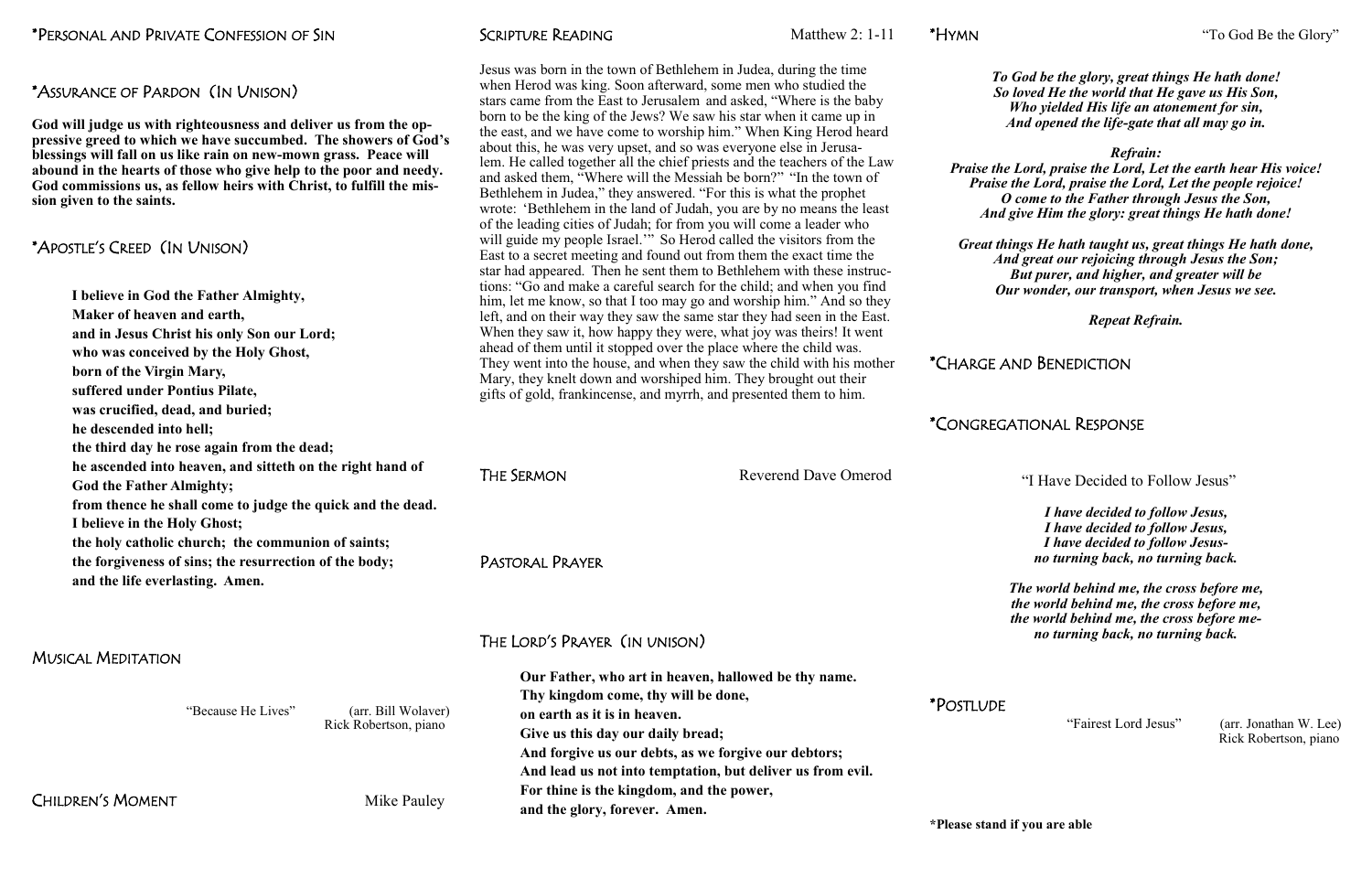## *Personal and Private Confession of Sin

## *Assurance of Pardon (In Unison)

**God will judge us with righteousness and deliver us from the oppressive greed to which we have succumbed. The showers of God's blessings will fall on us like rain on new-mown grass. Peace will abound in the hearts of those who give help to the poor and needy. God commissions us, as fellow heirs with Christ, to fulfill the mission given to the saints.**

## *Apostle's Creed (In Unison)

**I believe in God the Father Almighty,**
**Maker of heaven and earth,**
**and in Jesus Christ his only Son our Lord;**
**who was conceived by the Holy Ghost,**
**born of the Virgin Mary,**
**suffered under Pontius Pilate,**
**was crucified, dead, and buried;**
**he descended into hell;**
**the third day he rose again from the dead;**
**he ascended into heaven, and sitteth on the right hand of God the Father Almighty;**
**from thence he shall come to judge the quick and the dead.**
**I believe in the Holy Ghost;**
**the holy catholic church; the communion of saints;**
**the forgiveness of sins; the resurrection of the body;**
**and the life everlasting. Amen.**

## Musical Meditation

"Because He Lives" (arr. Bill Wolaver)
Rick Robertson, piano

## Children's Moment

Mike Pauley

## Scripture Reading

Matthew 2: 1-11

Jesus was born in the town of Bethlehem in Judea, during the time when Herod was king. Soon afterward, some men who studied the stars came from the East to Jerusalem and asked, "Where is the baby born to be the king of the Jews? We saw his star when it came up in the east, and we have come to worship him." When King Herod heard about this, he was very upset, and so was everyone else in Jerusalem. He called together all the chief priests and the teachers of the Law and asked them, "Where will the Messiah be born?" "In the town of Bethlehem in Judea," they answered. "For this is what the prophet wrote: 'Bethlehem in the land of Judah, you are by no means the least of the leading cities of Judah; for from you will come a leader who will guide my people Israel.'" So Herod called the visitors from the East to a secret meeting and found out from them the exact time the star had appeared. Then he sent them to Bethlehem with these instructions: "Go and make a careful search for the child; and when you find him, let me know, so that I too may go and worship him." And so they left, and on their way they saw the same star they had seen in the East. When they saw it, how happy they were, what joy was theirs! It went ahead of them until it stopped over the place where the child was. They went into the house, and when they saw the child with his mother Mary, they knelt down and worshiped him. They brought out their gifts of gold, frankincense, and myrrh, and presented them to him.

## The Sermon

Reverend Dave Omerod

## Pastoral Prayer

## The Lord's Prayer (in unison)

**Our Father, who art in heaven, hallowed be thy name.**
**Thy kingdom come, thy will be done,**
**on earth as it is in heaven.**
**Give us this day our daily bread;**
**And forgive us our debts, as we forgive our debtors;**
**And lead us not into temptation, but deliver us from evil.**
**For thine is the kingdom, and the power,**
**and the glory, forever. Amen.**

## *Hymn

"To God Be the Glory"

***To God be the glory, great things He hath done!***
***So loved He the world that He gave us His Son,***
***Who yielded His life an atonement for sin,***
***And opened the life-gate that all may go in.***

***Refrain:***
***Praise the Lord, praise the Lord, Let the earth hear His voice!***
***Praise the Lord, praise the Lord, Let the people rejoice!***
***O come to the Father through Jesus the Son,***
***And give Him the glory: great things He hath done!***

***Great things He hath taught us, great things He hath done,***
***And great our rejoicing through Jesus the Son;***
***But purer, and higher, and greater will be***
***Our wonder, our transport, when Jesus we see.***

***Repeat Refrain.***

## *Charge and Benediction

## *Congregational Response

"I Have Decided to Follow Jesus"

***I have decided to follow Jesus,***
***I have decided to follow Jesus,***
***I have decided to follow Jesus-***
***no turning back, no turning back.***

***The world behind me, the cross before me,***
***the world behind me, the cross before me,***
***the world behind me, the cross before me-***
***no turning back, no turning back.***

## *Postlude

"Fairest Lord Jesus" (arr. Jonathan W. Lee)
Rick Robertson, piano

**\*Please stand if you are able**